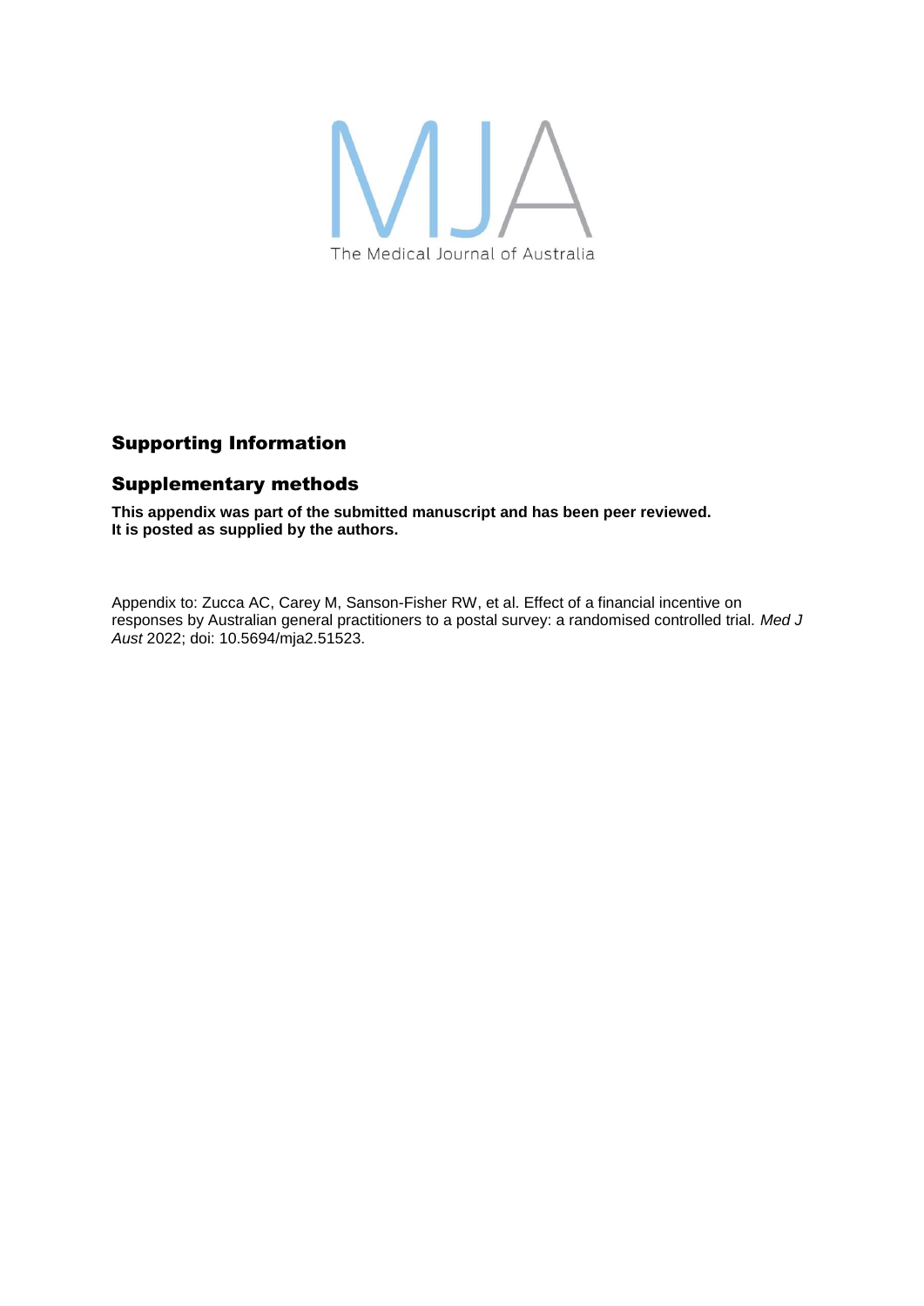MJA
The Medical Journal of Australia

## Supporting Information

## Supplementary methods

**This appendix was part of the submitted manuscript and has been peer reviewed. It is posted as supplied by the authors.**

Appendix to: Zucca AC, Carey M, Sanson-Fisher RW, et al. Effect of a financial incentive on responses by Australian general practitioners to a postal survey: a randomised controlled trial. *Med J Aust* 2022; doi: 10.5694/mja2.51523.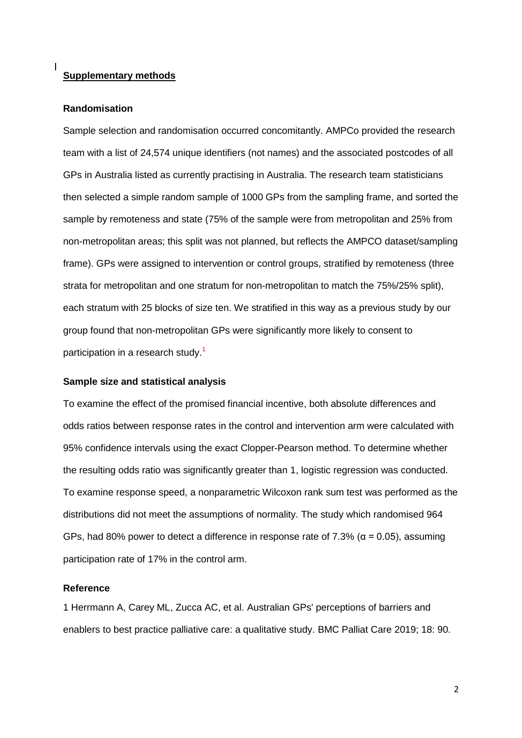## Supplementary methods

### Randomisation

Sample selection and randomisation occurred concomitantly. AMPCo provided the research team with a list of 24,574 unique identifiers (not names) and the associated postcodes of all GPs in Australia listed as currently practising in Australia. The research team statisticians then selected a simple random sample of 1000 GPs from the sampling frame, and sorted the sample by remoteness and state (75% of the sample were from metropolitan and 25% from non-metropolitan areas; this split was not planned, but reflects the AMPCO dataset/sampling frame). GPs were assigned to intervention or control groups, stratified by remoteness (three strata for metropolitan and one stratum for non-metropolitan to match the 75%/25% split), each stratum with 25 blocks of size ten. We stratified in this way as a previous study by our group found that non-metropolitan GPs were significantly more likely to consent to participation in a research study.[1]

### Sample size and statistical analysis

To examine the effect of the promised financial incentive, both absolute differences and odds ratios between response rates in the control and intervention arm were calculated with 95% confidence intervals using the exact Clopper-Pearson method. To determine whether the resulting odds ratio was significantly greater than 1, logistic regression was conducted. To examine response speed, a nonparametric Wilcoxon rank sum test was performed as the distributions did not meet the assumptions of normality. The study which randomised 964 GPs, had 80% power to detect a difference in response rate of 7.3% ($\alpha = 0.05$), assuming participation rate of 17% in the control arm.

### Reference

1 Herrmann A, Carey ML, Zucca AC, et al. Australian GPs' perceptions of barriers and enablers to best practice palliative care: a qualitative study. BMC Palliat Care 2019; 18: 90.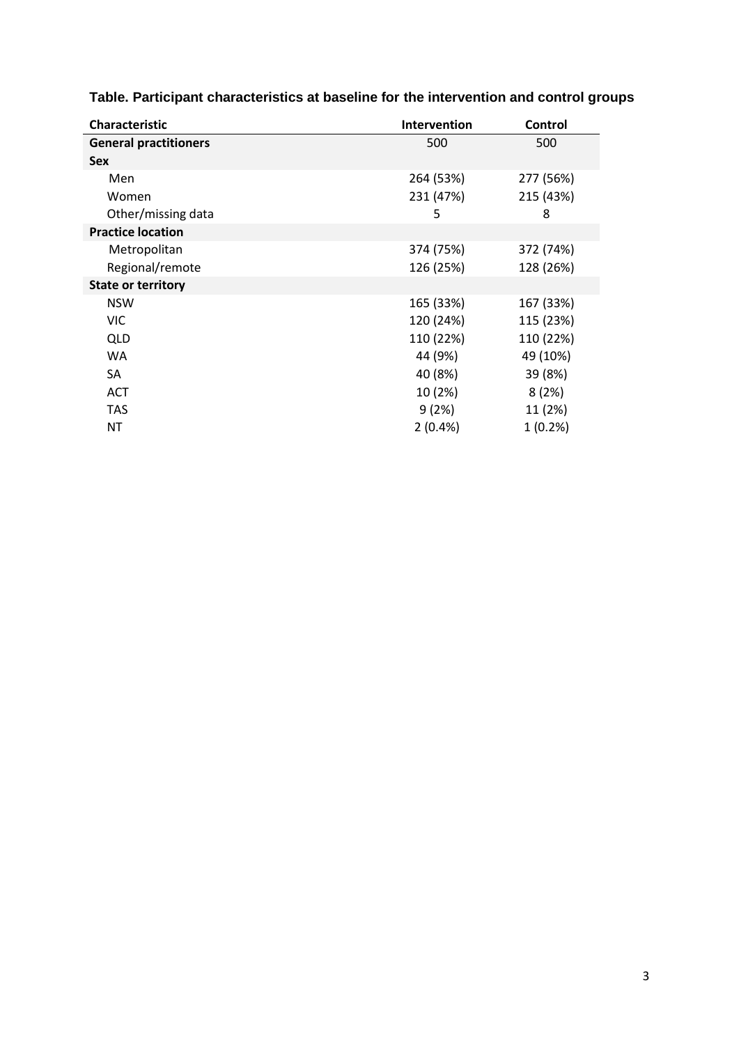**Table. Participant characteristics at baseline for the intervention and control groups**

| Characteristic | Intervention | Control |
|---|---|---|
| **General practitioners** | 500 | 500 |
| **Sex** | | |
| Men | 264 (53%) | 277 (56%) |
| Women | 231 (47%) | 215 (43%) |
| Other/missing data | 5 | 8 |
| **Practice location** | | |
| Metropolitan | 374 (75%) | 372 (74%) |
| Regional/remote | 126 (25%) | 128 (26%) |
| **State or territory** | | |
| NSW | 165 (33%) | 167 (33%) |
| VIC | 120 (24%) | 115 (23%) |
| QLD | 110 (22%) | 110 (22%) |
| WA | 44 (9%) | 49 (10%) |
| SA | 40 (8%) | 39 (8%) |
| ACT | 10 (2%) | 8 (2%) |
| TAS | 9 (2%) | 11 (2%) |
| NT | 2 (0.4%) | 1 (0.2%) |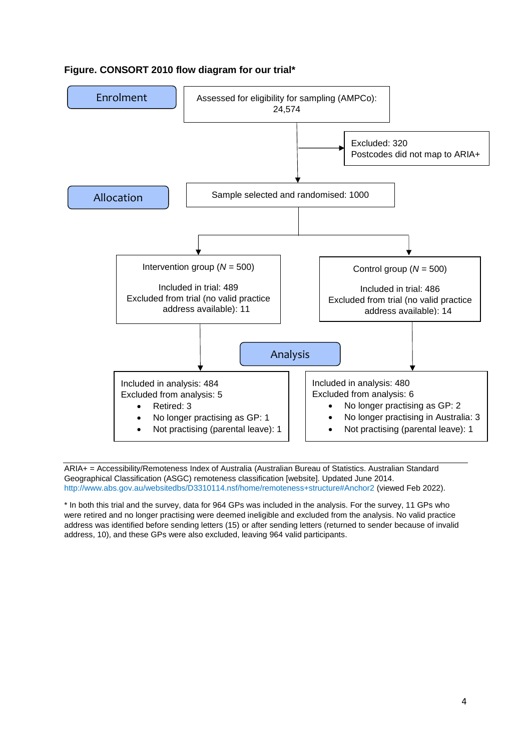**Figure. CONSORT 2010 flow diagram for our trial***

Enrolment

Assessed for eligibility for sampling (AMPCo): 24,574

Excluded: 320
Postcodes did not map to ARIA+

Allocation

Sample selected and randomised: 1000

Intervention group (*N* = 500)

Included in trial: 489
Excluded from trial (no valid practice address available): 11

Control group (*N* = 500)

Included in trial: 486
Excluded from trial (no valid practice address available): 14

Analysis

Included in analysis: 484
Excluded from analysis: 5
- Retired: 3
- No longer practising as GP: 1
- Not practising (parental leave): 1

Included in analysis: 480
Excluded from analysis: 6
- No longer practising as GP: 2
- No longer practising in Australia: 3
- Not practising (parental leave): 1

---

ARIA+ = Accessibility/Remoteness Index of Australia (Australian Bureau of Statistics. Australian Standard Geographical Classification (ASGC) remoteness classification [website]. Updated June 2014. http://www.abs.gov.au/websitedbs/D3310114.nsf/home/remoteness+structure#Anchor2 (viewed Feb 2022).

* In both this trial and the survey, data for 964 GPs was included in the analysis. For the survey, 11 GPs who were retired and no longer practising were deemed ineligible and excluded from the analysis. No valid practice address was identified before sending letters (15) or after sending letters (returned to sender because of invalid address, 10), and these GPs were also excluded, leaving 964 valid participants.